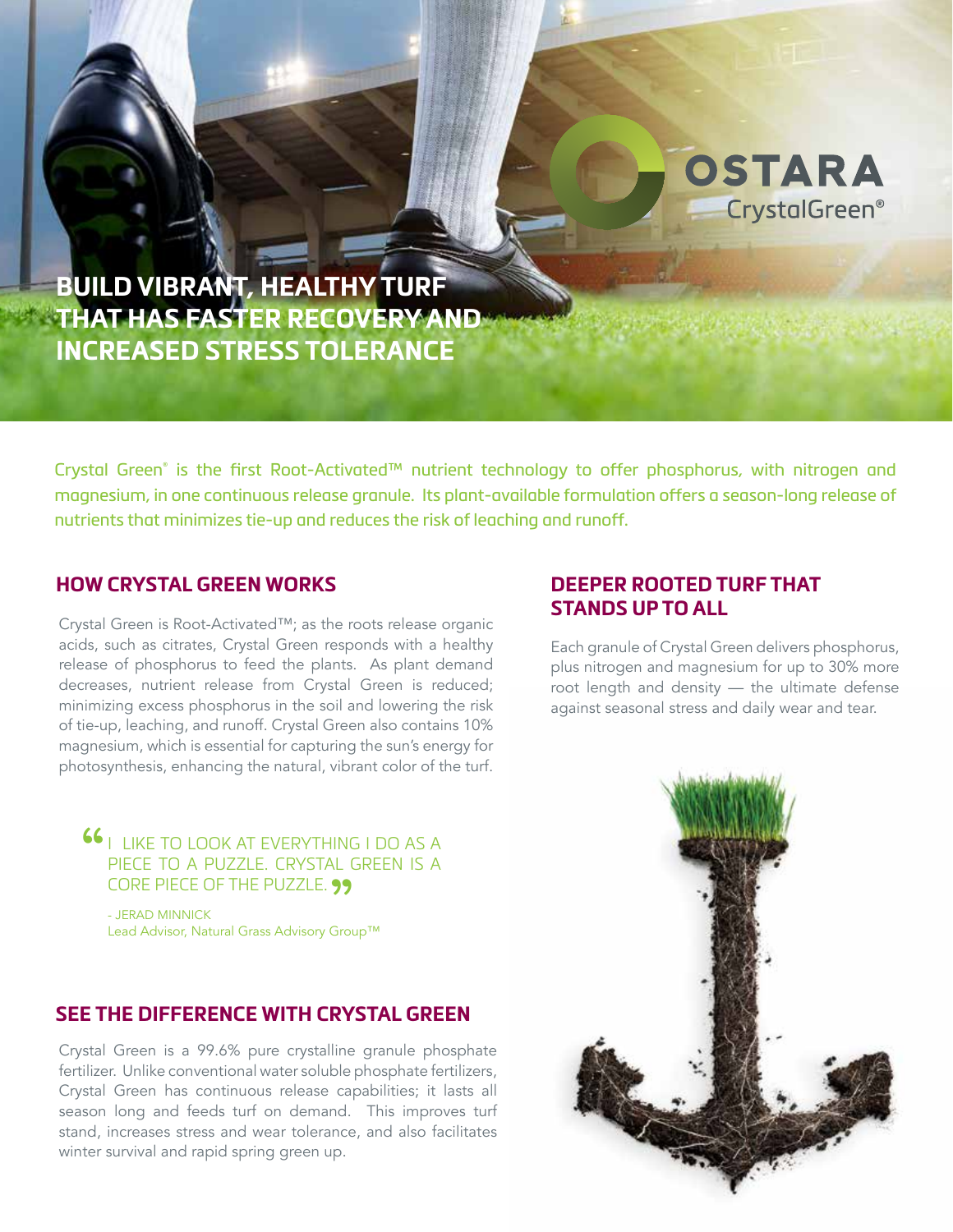OSTARA

CrystalGreen®

# BUILD VIBRANT, HEALTHY TURF THAT HAS FASTER RECOVERY AND INCREASED STRESS TOLERANCE

Crystal Green® is the first Root-Activated™ nutrient technology to offer phosphorus, with nitrogen and magnesium, in one continuous release granule. Its plant-available formulation offers a season-long release of nutrients that minimizes tie-up and reduces the risk of leaching and runoff.

## HOW CRYSTAL GREEN WORKS

Crystal Green is Root-Activated™; as the roots release organic acids, such as citrates, Crystal Green responds with a healthy release of phosphorus to feed the plants. As plant demand decreases, nutrient release from Crystal Green is reduced; minimizing excess phosphorus in the soil and lowering the risk of tie-up, leaching, and runoff. Crystal Green also contains 10% magnesium, which is essential for capturing the sun's energy for photosynthesis, enhancing the natural, vibrant color of the turf.

> "I LIKE TO LOOK AT EVERYTHING I DO AS A PIECE TO A PUZZLE. CRYSTAL GREEN IS A CORE PIECE OF THE PUZZLE."
>
> - JERAD MINNICK
> Lead Advisor, Natural Grass Advisory Group™

## SEE THE DIFFERENCE WITH CRYSTAL GREEN

Crystal Green is a 99.6% pure crystalline granule phosphate fertilizer. Unlike conventional water soluble phosphate fertilizers, Crystal Green has continuous release capabilities; it lasts all season long and feeds turf on demand. This improves turf stand, increases stress and wear tolerance, and also facilitates winter survival and rapid spring green up.

## DEEPER ROOTED TURF THAT STANDS UP TO ALL

Each granule of Crystal Green delivers phosphorus, plus nitrogen and magnesium for up to 30% more root length and density — the ultimate defense against seasonal stress and daily wear and tear.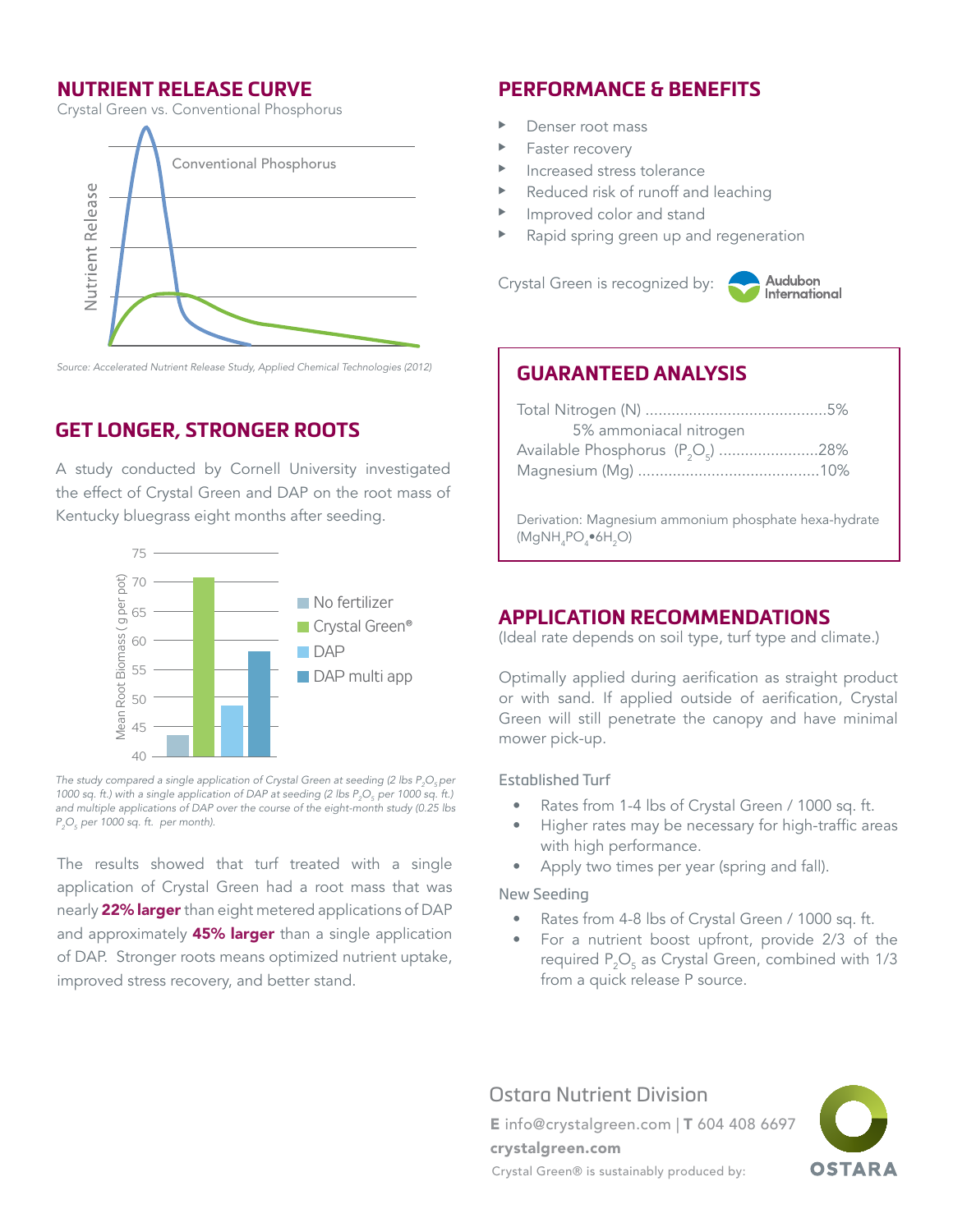## NUTRIENT RELEASE CURVE

Crystal Green vs. Conventional Phosphorus

Conventional Phosphorus

Nutrient Release

*Source: Accelerated Nutrient Release Study, Applied Chemical Technologies (2012)*

## GET LONGER, STRONGER ROOTS

A study conducted by Cornell University investigated the effect of Crystal Green and DAP on the root mass of Kentucky bluegrass eight months after seeding.

Mean Root Biomass ( g per pot)

75
70
65
60
55
50
45
40

No fertilizer
Crystal Green®
DAP
DAP multi app

*The study compared a single application of Crystal Green at seeding (2 lbs $P_2O_5$ per 1000 sq. ft.) with a single application of DAP at seeding (2 lbs $P_2O_5$ per 1000 sq. ft.) and multiple applications of DAP over the course of the eight-month study (0.25 lbs $P_2O_5$ per 1000 sq. ft. per month).*

The results showed that turf treated with a single application of Crystal Green had a root mass that was nearly **22% larger** than eight metered applications of DAP and approximately **45% larger** than a single application of DAP. Stronger roots means optimized nutrient uptake, improved stress recovery, and better stand.

## PERFORMANCE & BENEFITS

- Denser root mass
- Faster recovery
- Increased stress tolerance
- Reduced risk of runoff and leaching
- Improved color and stand
- Rapid spring green up and regeneration

Crystal Green is recognized by: Audubon International

## GUARANTEED ANALYSIS

Total Nitrogen (N) ..........................................5%
5% ammoniacal nitrogen
Available Phosphorus ($P_2O_5$) .......................28%
Magnesium (Mg) ..........................................10%

Derivation: Magnesium ammonium phosphate hexa-hydrate ($MgNH_4PO_4 \bullet 6H_2O$)

## APPLICATION RECOMMENDATIONS

(Ideal rate depends on soil type, turf type and climate.)

Optimally applied during aerification as straight product or with sand. If applied outside of aerification, Crystal Green will still penetrate the canopy and have minimal mower pick-up.

Established Turf

- Rates from 1-4 lbs of Crystal Green / 1000 sq. ft.
- Higher rates may be necessary for high-traffic areas with high performance.
- Apply two times per year (spring and fall).

New Seeding

- Rates from 4-8 lbs of Crystal Green / 1000 sq. ft.
- For a nutrient boost upfront, provide 2/3 of the required $P_2O_5$ as Crystal Green, combined with 1/3 from a quick release P source.

Ostara Nutrient Division

**E** info@crystalgreen.com | **T** 604 408 6697

**crystalgreen.com**

Crystal Green® is sustainably produced by: OSTARA